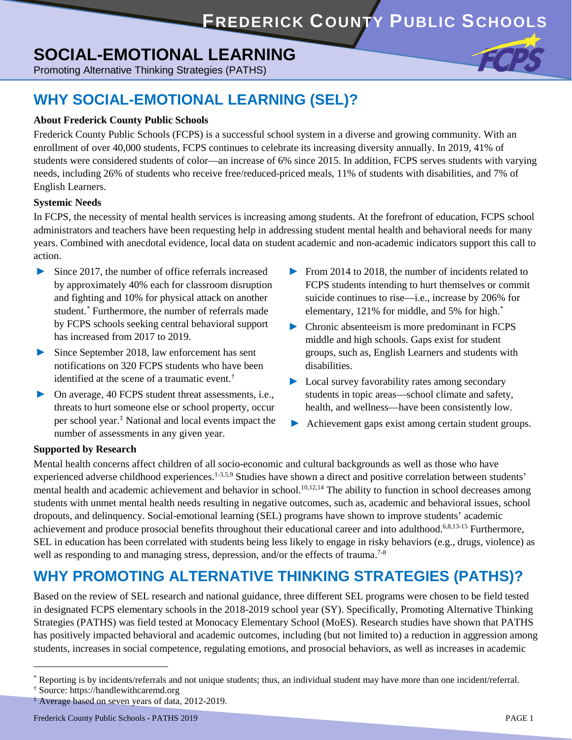# SOCIAL-EMOTIONAL LEARNING

Promoting Alternative Thinking Strategies (PATHS)

## WHY SOCIAL-EMOTIONAL LEARNING (SEL)?

**About Frederick County Public Schools**

Frederick County Public Schools (FCPS) is a successful school system in a diverse and growing community. With an enrollment of over 40,000 students, FCPS continues to celebrate its increasing diversity annually. In 2019, 41% of students were considered students of color—an increase of 6% since 2015. In addition, FCPS serves students with varying needs, including 26% of students who receive free/reduced-priced meals, 11% of students with disabilities, and 7% of English Learners.

**Systemic Needs**

In FCPS, the necessity of mental health services is increasing among students. At the forefront of education, FCPS school administrators and teachers have been requesting help in addressing student mental health and behavioral needs for many years. Combined with anecdotal evidence, local data on student academic and non-academic indicators support this call to action.

- Since 2017, the number of office referrals increased by approximately 40% each for classroom disruption and fighting and 10% for physical attack on another student.[*] Furthermore, the number of referrals made by FCPS schools seeking central behavioral support has increased from 2017 to 2019.
- Since September 2018, law enforcement has sent notifications on 320 FCPS students who have been identified at the scene of a traumatic event.[†]
- On average, 40 FCPS student threat assessments, i.e., threats to hurt someone else or school property, occur per school year.[‡] National and local events impact the number of assessments in any given year.
- From 2014 to 2018, the number of incidents related to FCPS students intending to hurt themselves or commit suicide continues to rise—i.e., increase by 206% for elementary, 121% for middle, and 5% for high.[*]
- Chronic absenteeism is more predominant in FCPS middle and high schools. Gaps exist for student groups, such as, English Learners and students with disabilities.
- Local survey favorability rates among secondary students in topic areas—school climate and safety, health, and wellness—have been consistently low.
- Achievement gaps exist among certain student groups.

**Supported by Research**

Mental health concerns affect children of all socio-economic and cultural backgrounds as well as those who have experienced adverse childhood experiences.[1-3,5,9] Studies have shown a direct and positive correlation between students' mental health and academic achievement and behavior in school.[10,12,14] The ability to function in school decreases among students with unmet mental health needs resulting in negative outcomes, such as, academic and behavioral issues, school dropouts, and delinquency. Social-emotional learning (SEL) programs have shown to improve students' academic achievement and produce prosocial benefits throughout their educational career and into adulthood.[6,8,13-15] Furthermore, SEL in education has been correlated with students being less likely to engage in risky behaviors (e.g., drugs, violence) as well as responding to and managing stress, depression, and/or the effects of trauma.[7-8]

## WHY PROMOTING ALTERNATIVE THINKING STRATEGIES (PATHS)?

Based on the review of SEL research and national guidance, three different SEL programs were chosen to be field tested in designated FCPS elementary schools in the 2018-2019 school year (SY). Specifically, Promoting Alternative Thinking Strategies (PATHS) was field tested at Monocacy Elementary School (MoES). Research studies have shown that PATHS has positively impacted behavioral and academic outcomes, including (but not limited to) a reduction in aggression among students, increases in social competence, regulating emotions, and prosocial behaviors, as well as increases in academic

---

[*] Reporting is by incidents/referrals and not unique students; thus, an individual student may have more than one incident/referral.

[†] Source: https://handlewithcaremd.org

[‡] Average based on seven years of data, 2012-2019.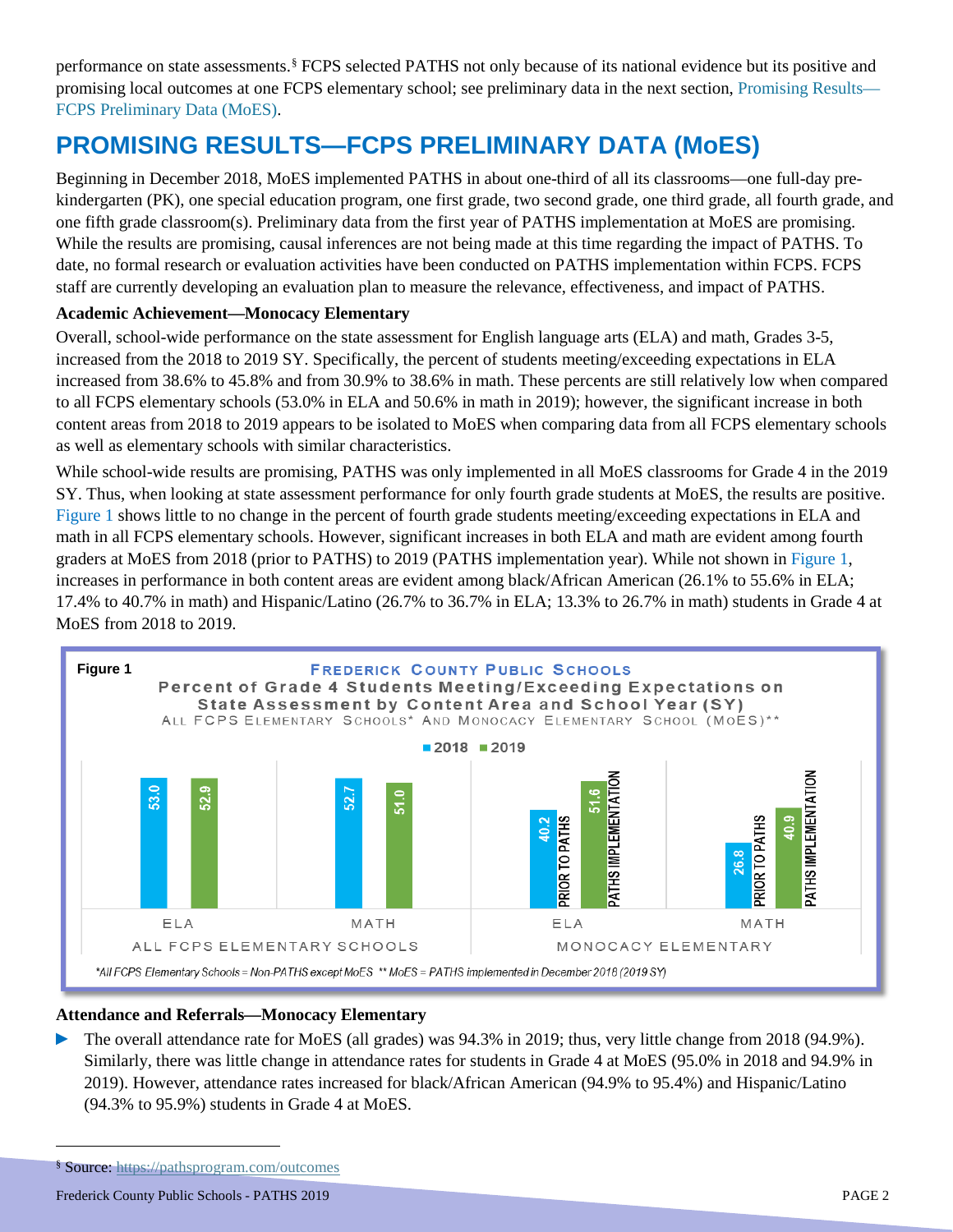performance on state assessments.[§] FCPS selected PATHS not only because of its national evidence but its positive and promising local outcomes at one FCPS elementary school; see preliminary data in the next section, Promising Results—FCPS Preliminary Data (MoES).

## PROMISING RESULTS—FCPS PRELIMINARY DATA (MoES)

Beginning in December 2018, MoES implemented PATHS in about one-third of all its classrooms—one full-day pre-kindergarten (PK), one special education program, one first grade, two second grade, one third grade, all fourth grade, and one fifth grade classroom(s). Preliminary data from the first year of PATHS implementation at MoES are promising. While the results are promising, causal inferences are not being made at this time regarding the impact of PATHS. To date, no formal research or evaluation activities have been conducted on PATHS implementation within FCPS. FCPS staff are currently developing an evaluation plan to measure the relevance, effectiveness, and impact of PATHS.

**Academic Achievement—Monocacy Elementary**

Overall, school-wide performance on the state assessment for English language arts (ELA) and math, Grades 3-5, increased from the 2018 to 2019 SY. Specifically, the percent of students meeting/exceeding expectations in ELA increased from 38.6% to 45.8% and from 30.9% to 38.6% in math. These percents are still relatively low when compared to all FCPS elementary schools (53.0% in ELA and 50.6% in math in 2019); however, the significant increase in both content areas from 2018 to 2019 appears to be isolated to MoES when comparing data from all FCPS elementary schools as well as elementary schools with similar characteristics.

While school-wide results are promising, PATHS was only implemented in all MoES classrooms for Grade 4 in the 2019 SY. Thus, when looking at state assessment performance for only fourth grade students at MoES, the results are positive. Figure 1 shows little to no change in the percent of fourth grade students meeting/exceeding expectations in ELA and math in all FCPS elementary schools. However, significant increases in both ELA and math are evident among fourth graders at MoES from 2018 (prior to PATHS) to 2019 (PATHS implementation year). While not shown in Figure 1, increases in performance in both content areas are evident among black/African American (26.1% to 55.6% in ELA; 17.4% to 40.7% in math) and Hispanic/Latino (26.7% to 36.7% in ELA; 13.3% to 26.7% in math) students in Grade 4 at MoES from 2018 to 2019.

**Figure 1**

FREDERICK COUNTY PUBLIC SCHOOLS
Percent of Grade 4 Students Meeting/Exceeding Expectations on State Assessment by Content Area and School Year (SY)
ALL FCPS ELEMENTARY SCHOOLS* AND MONOCACY ELEMENTARY SCHOOL (MOES)**

| | Content Area | 2018 | 2019 |
|---|---|---|---|
| All FCPS Elementary Schools | ELA | 53.0 | 52.9 |
| All FCPS Elementary Schools | Math | 52.7 | 51.0 |
| Monocacy Elementary | ELA | 40.2 (Prior to PATHS) | 51.6 (PATHS Implementation) |
| Monocacy Elementary | Math | 26.8 (Prior to PATHS) | 40.9 (PATHS Implementation) |

*All FCPS Elementary Schools = Non-PATHS except MoES  ** MoES = PATHS implemented in December 2018 (2019 SY)*

**Attendance and Referrals—Monocacy Elementary**

- The overall attendance rate for MoES (all grades) was 94.3% in 2019; thus, very little change from 2018 (94.9%). Similarly, there was little change in attendance rates for students in Grade 4 at MoES (95.0% in 2018 and 94.9% in 2019). However, attendance rates increased for black/African American (94.9% to 95.4%) and Hispanic/Latino (94.3% to 95.9%) students in Grade 4 at MoES.

[§] Source: https://pathsprogram.com/outcomes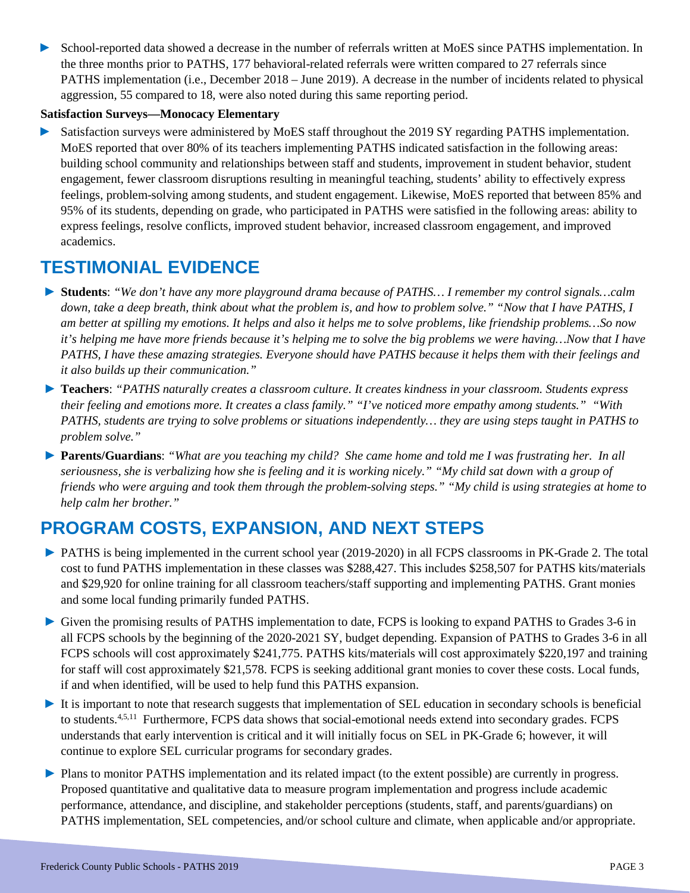- School-reported data showed a decrease in the number of referrals written at MoES since PATHS implementation. In the three months prior to PATHS, 177 behavioral-related referrals were written compared to 27 referrals since PATHS implementation (i.e., December 2018 – June 2019). A decrease in the number of incidents related to physical aggression, 55 compared to 18, were also noted during this same reporting period.

**Satisfaction Surveys—Monocacy Elementary**

- Satisfaction surveys were administered by MoES staff throughout the 2019 SY regarding PATHS implementation. MoES reported that over 80% of its teachers implementing PATHS indicated satisfaction in the following areas: building school community and relationships between staff and students, improvement in student behavior, student engagement, fewer classroom disruptions resulting in meaningful teaching, students' ability to effectively express feelings, problem-solving among students, and student engagement. Likewise, MoES reported that between 85% and 95% of its students, depending on grade, who participated in PATHS were satisfied in the following areas: ability to express feelings, resolve conflicts, improved student behavior, increased classroom engagement, and improved academics.

## TESTIMONIAL EVIDENCE

- **Students**: *"We don't have any more playground drama because of PATHS… I remember my control signals…calm down, take a deep breath, think about what the problem is, and how to problem solve." "Now that I have PATHS, I am better at spilling my emotions. It helps and also it helps me to solve problems, like friendship problems…So now it's helping me have more friends because it's helping me to solve the big problems we were having…Now that I have PATHS, I have these amazing strategies. Everyone should have PATHS because it helps them with their feelings and it also builds up their communication."*
- **Teachers**: *"PATHS naturally creates a classroom culture. It creates kindness in your classroom. Students express their feeling and emotions more. It creates a class family." "I've noticed more empathy among students." "With PATHS, students are trying to solve problems or situations independently… they are using steps taught in PATHS to problem solve."*
- **Parents/Guardians**: *"What are you teaching my child? She came home and told me I was frustrating her. In all seriousness, she is verbalizing how she is feeling and it is working nicely." "My child sat down with a group of friends who were arguing and took them through the problem-solving steps." "My child is using strategies at home to help calm her brother."*

## PROGRAM COSTS, EXPANSION, AND NEXT STEPS

- PATHS is being implemented in the current school year (2019-2020) in all FCPS classrooms in PK-Grade 2. The total cost to fund PATHS implementation in these classes was $288,427. This includes $258,507 for PATHS kits/materials and $29,920 for online training for all classroom teachers/staff supporting and implementing PATHS. Grant monies and some local funding primarily funded PATHS.
- Given the promising results of PATHS implementation to date, FCPS is looking to expand PATHS to Grades 3-6 in all FCPS schools by the beginning of the 2020-2021 SY, budget depending. Expansion of PATHS to Grades 3-6 in all FCPS schools will cost approximately $241,775. PATHS kits/materials will cost approximately $220,197 and training for staff will cost approximately $21,578. FCPS is seeking additional grant monies to cover these costs. Local funds, if and when identified, will be used to help fund this PATHS expansion.
- It is important to note that research suggests that implementation of SEL education in secondary schools is beneficial to students.[4,5,11] Furthermore, FCPS data shows that social-emotional needs extend into secondary grades. FCPS understands that early intervention is critical and it will initially focus on SEL in PK-Grade 6; however, it will continue to explore SEL curricular programs for secondary grades.
- Plans to monitor PATHS implementation and its related impact (to the extent possible) are currently in progress. Proposed quantitative and qualitative data to measure program implementation and progress include academic performance, attendance, and discipline, and stakeholder perceptions (students, staff, and parents/guardians) on PATHS implementation, SEL competencies, and/or school culture and climate, when applicable and/or appropriate.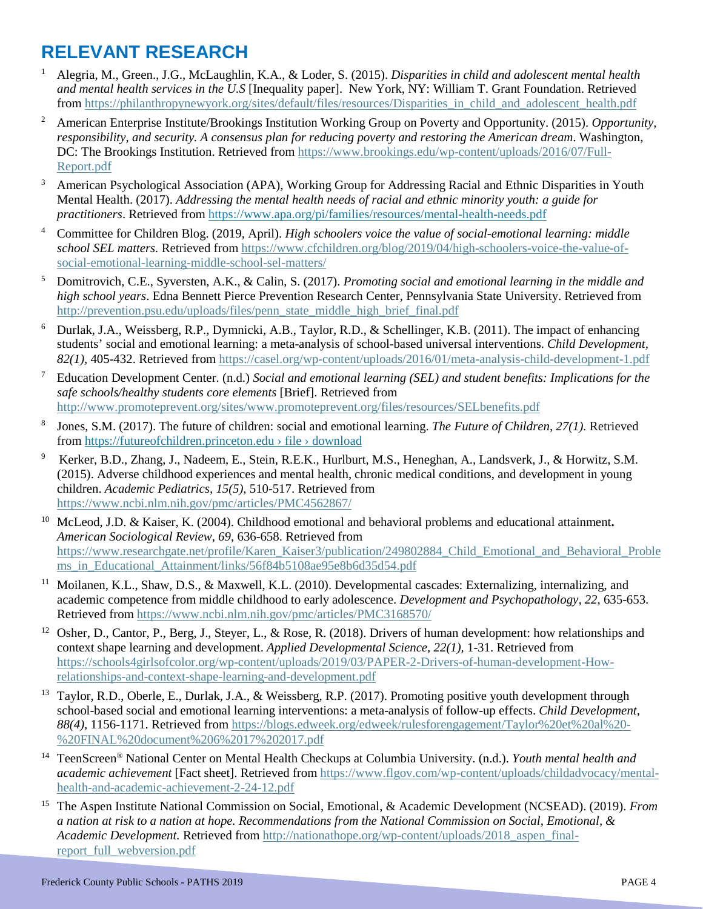# RELEVANT RESEARCH

1. Alegria, M., Green., J.G., McLaughlin, K.A., & Loder, S. (2015). *Disparities in child and adolescent mental health and mental health services in the U.S* [Inequality paper]. New York, NY: William T. Grant Foundation. Retrieved from https://philanthropynewyork.org/sites/default/files/resources/Disparities_in_child_and_adolescent_health.pdf

2. American Enterprise Institute/Brookings Institution Working Group on Poverty and Opportunity. (2015). *Opportunity, responsibility, and security. A consensus plan for reducing poverty and restoring the American dream*. Washington, DC: The Brookings Institution. Retrieved from https://www.brookings.edu/wp-content/uploads/2016/07/Full-Report.pdf

3. American Psychological Association (APA), Working Group for Addressing Racial and Ethnic Disparities in Youth Mental Health. (2017). *Addressing the mental health needs of racial and ethnic minority youth: a guide for practitioners*. Retrieved from https://www.apa.org/pi/families/resources/mental-health-needs.pdf

4. Committee for Children Blog. (2019, April). *High schoolers voice the value of social-emotional learning: middle school SEL matters.* Retrieved from https://www.cfchildren.org/blog/2019/04/high-schoolers-voice-the-value-of-social-emotional-learning-middle-school-sel-matters/

5. Domitrovich, C.E., Syversten, A.K., & Calin, S. (2017). *Promoting social and emotional learning in the middle and high school years*. Edna Bennett Pierce Prevention Research Center, Pennsylvania State University. Retrieved from http://prevention.psu.edu/uploads/files/penn_state_middle_high_brief_final.pdf

6. Durlak, J.A., Weissberg, R.P., Dymnicki, A.B., Taylor, R.D., & Schellinger, K.B. (2011). The impact of enhancing students' social and emotional learning: a meta-analysis of school-based universal interventions. *Child Development, 82(1),* 405-432. Retrieved from https://casel.org/wp-content/uploads/2016/01/meta-analysis-child-development-1.pdf

7. Education Development Center. (n.d.) *Social and emotional learning (SEL) and student benefits: Implications for the safe schools/healthy students core elements* [Brief]. Retrieved from http://www.promoteprevent.org/sites/www.promoteprevent.org/files/resources/SELbenefits.pdf

8. Jones, S.M. (2017). The future of children: social and emotional learning. *The Future of Children, 27(1).* Retrieved from https://futureofchildren.princeton.edu › file › download

9. Kerker, B.D., Zhang, J., Nadeem, E., Stein, R.E.K., Hurlburt, M.S., Heneghan, A., Landsverk, J., & Horwitz, S.M. (2015). Adverse childhood experiences and mental health, chronic medical conditions, and development in young children. *Academic Pediatrics, 15(5),* 510-517. Retrieved from https://www.ncbi.nlm.nih.gov/pmc/articles/PMC4562867/

10. McLeod, J.D. & Kaiser, K. (2004). Childhood emotional and behavioral problems and educational attainment**.** *American Sociological Review, 69,* 636-658. Retrieved from https://www.researchgate.net/profile/Karen_Kaiser3/publication/249802884_Child_Emotional_and_Behavioral_Problems_in_Educational_Attainment/links/56f84b5108ae95e8b6d35d54.pdf

11. Moilanen, K.L., Shaw, D.S., & Maxwell, K.L. (2010). Developmental cascades: Externalizing, internalizing, and academic competence from middle childhood to early adolescence. *Development and Psychopathology, 22,* 635-653. Retrieved from https://www.ncbi.nlm.nih.gov/pmc/articles/PMC3168570/

12. Osher, D., Cantor, P., Berg, J., Steyer, L., & Rose, R. (2018). Drivers of human development: how relationships and context shape learning and development. *Applied Developmental Science, 22(1),* 1-31. Retrieved from https://schools4girlsofcolor.org/wp-content/uploads/2019/03/PAPER-2-Drivers-of-human-development-How-relationships-and-context-shape-learning-and-development.pdf

13. Taylor, R.D., Oberle, E., Durlak, J.A., & Weissberg, R.P. (2017). Promoting positive youth development through school-based social and emotional learning interventions: a meta-analysis of follow-up effects. *Child Development, 88(4),* 1156-1171. Retrieved from https://blogs.edweek.org/edweek/rulesforengagement/Taylor%20et%20al%20-%20FINAL%20document%206%2017%202017.pdf

14. TeenScreen® National Center on Mental Health Checkups at Columbia University. (n.d.). *Youth mental health and academic achievement* [Fact sheet]. Retrieved from https://www.flgov.com/wp-content/uploads/childadvocacy/mental-health-and-academic-achievement-2-24-12.pdf

15. The Aspen Institute National Commission on Social, Emotional, & Academic Development (NCSEAD). (2019). *From a nation at risk to a nation at hope. Recommendations from the National Commission on Social, Emotional, & Academic Development.* Retrieved from http://nationathope.org/wp-content/uploads/2018_aspen_final-report_full_webversion.pdf